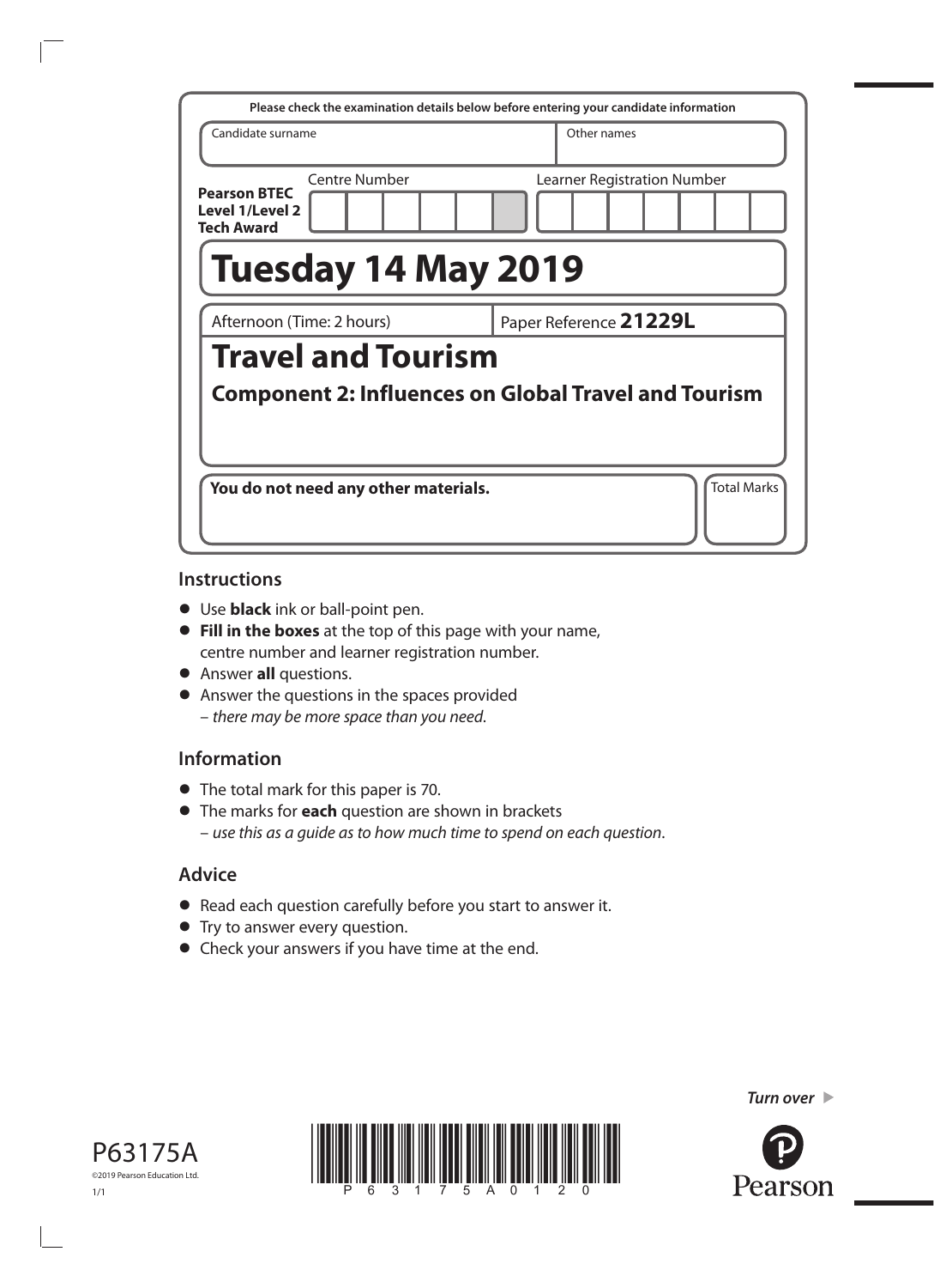Please check the examination details below before entering your candidate information

| Candidate surname | Other names |
| --- | --- |
| | |

**Pearson BTEC Level 1/Level 2 Tech Award**

Centre Number | Learner Registration Number

# Tuesday 14 May 2019

Afternoon (Time: 2 hours) | Paper Reference **21229L**

# Travel and Tourism

## Component 2: Influences on Global Travel and Tourism

**You do not need any other materials.**

Total Marks

## Instructions

- Use **black** ink or ball-point pen.
- **Fill in the boxes** at the top of this page with your name, centre number and learner registration number.
- Answer **all** questions.
- Answer the questions in the spaces provided – *there may be more space than you need.*

## Information

- The total mark for this paper is 70.
- The marks for **each** question are shown in brackets – *use this as a guide as to how much time to spend on each question.*

## Advice

- Read each question carefully before you start to answer it.
- Try to answer every question.
- Check your answers if you have time at the end.

*Turn over*

P63175A

©2019 Pearson Education Ltd.

1/1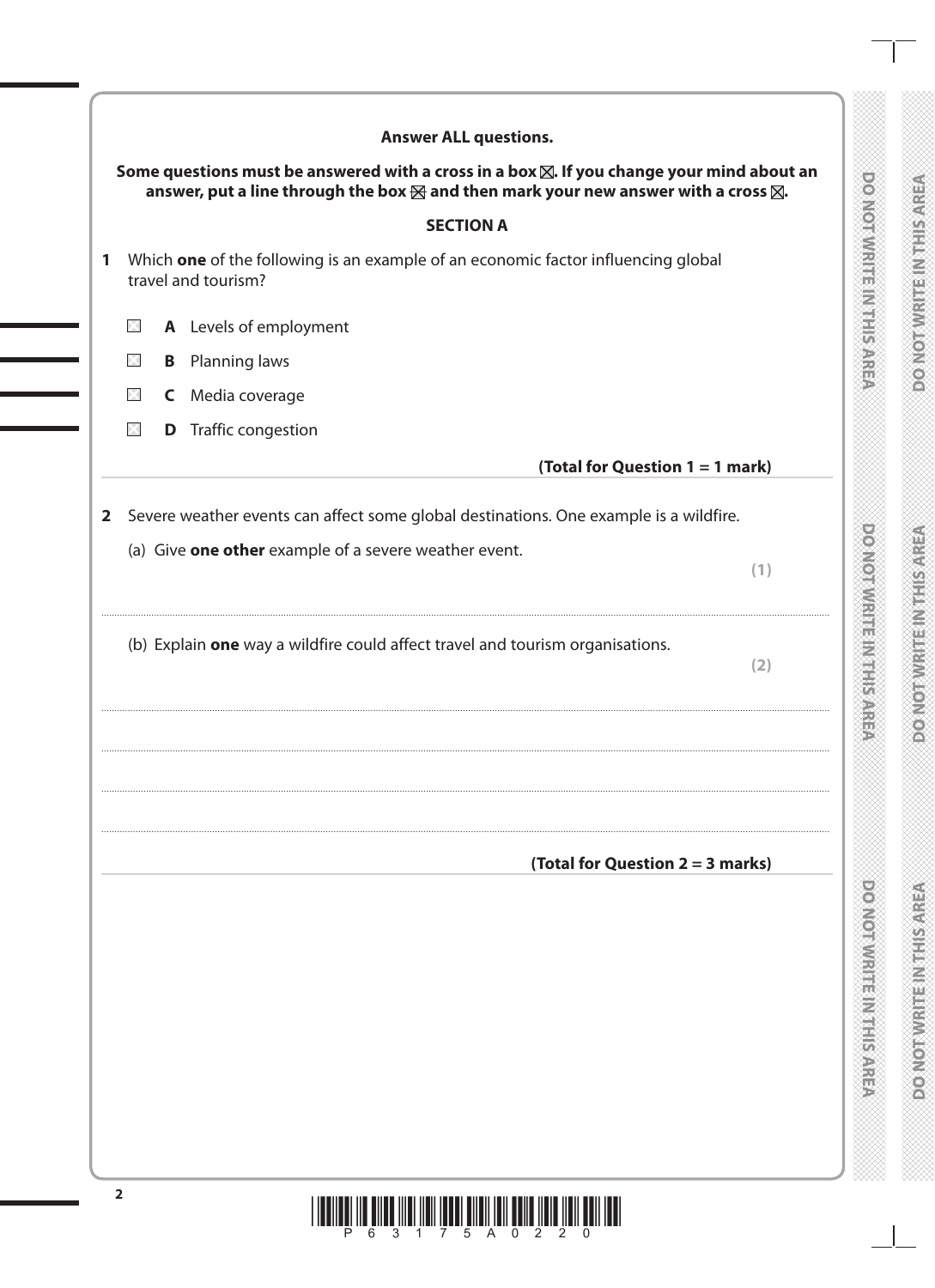**Answer ALL questions.**

**Some questions must be answered with a cross in a box ☒. If you change your mind about an answer, put a line through the box ☒ and then mark your new answer with a cross ☒.**

## SECTION A

**1** Which **one** of the following is an example of an economic factor influencing global travel and tourism?

☐ **A** Levels of employment

☐ **B** Planning laws

☐ **C** Media coverage

☐ **D** Traffic congestion

**(Total for Question 1 = 1 mark)**

**2** Severe weather events can affect some global destinations. One example is a wildfire.

(a) Give **one other** example of a severe weather event.

**(1)**

..............................................................................................................................................

(b) Explain **one** way a wildfire could affect travel and tourism organisations.

**(2)**

..............................................................................................................................................

..............................................................................................................................................

..............................................................................................................................................

**(Total for Question 2 = 3 marks)**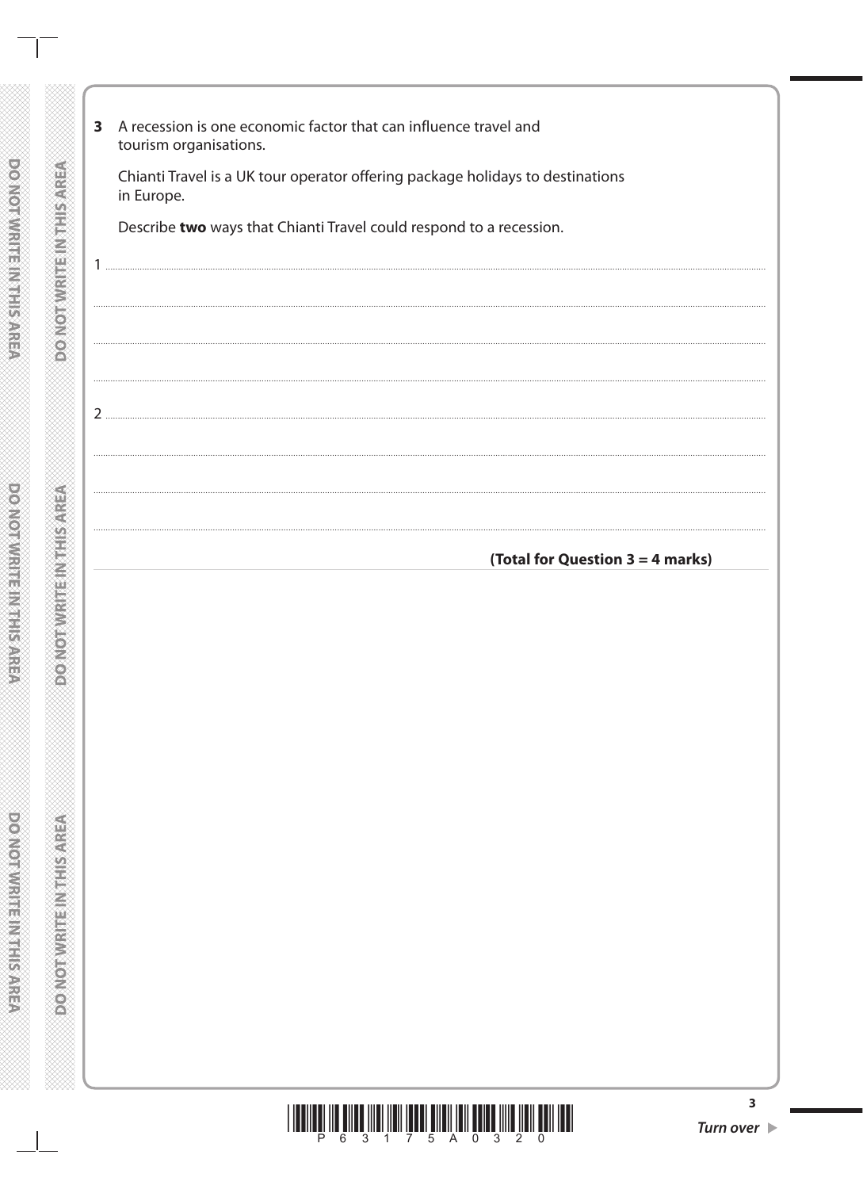**3** A recession is one economic factor that can influence travel and tourism organisations.

Chianti Travel is a UK tour operator offering package holidays to destinations in Europe.

Describe **two** ways that Chianti Travel could respond to a recession.

1 ....................................................................................................................................................

....................................................................................................................................................

....................................................................................................................................................

....................................................................................................................................................

2 ....................................................................................................................................................

....................................................................................................................................................

....................................................................................................................................................

....................................................................................................................................................

**(Total for Question 3 = 4 marks)**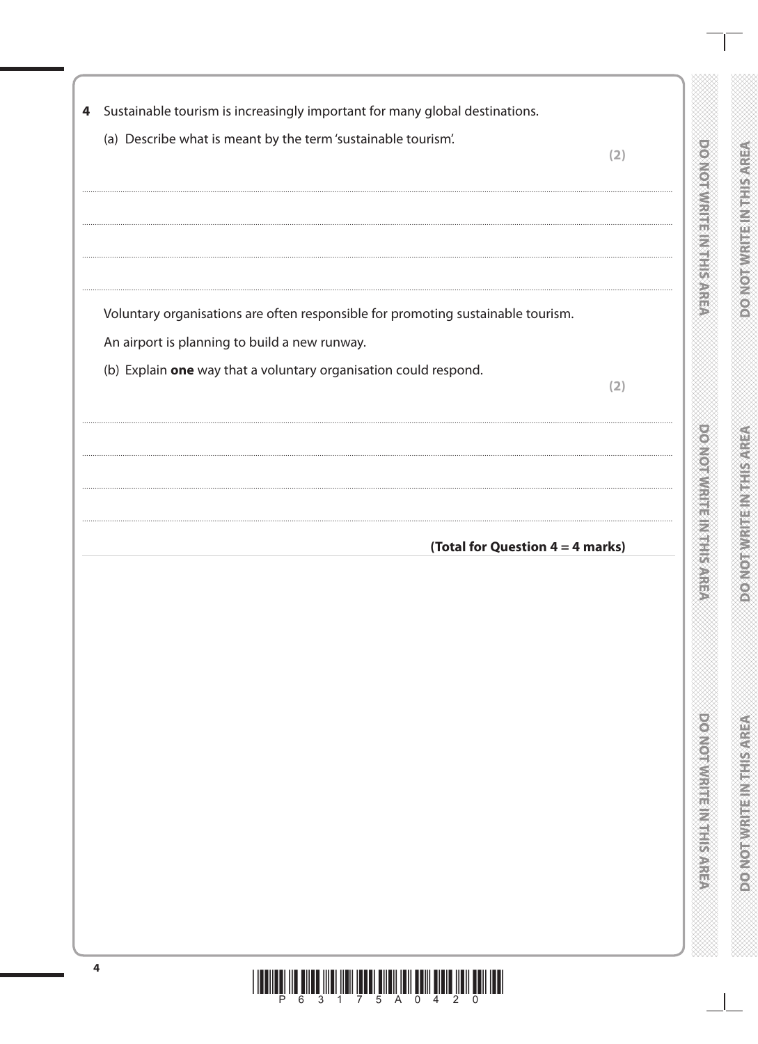**4** Sustainable tourism is increasingly important for many global destinations.

(a) Describe what is meant by the term 'sustainable tourism'.

**(2)**

Voluntary organisations are often responsible for promoting sustainable tourism.

An airport is planning to build a new runway.

(b) Explain **one** way that a voluntary organisation could respond.

**(2)**

**(Total for Question 4 = 4 marks)**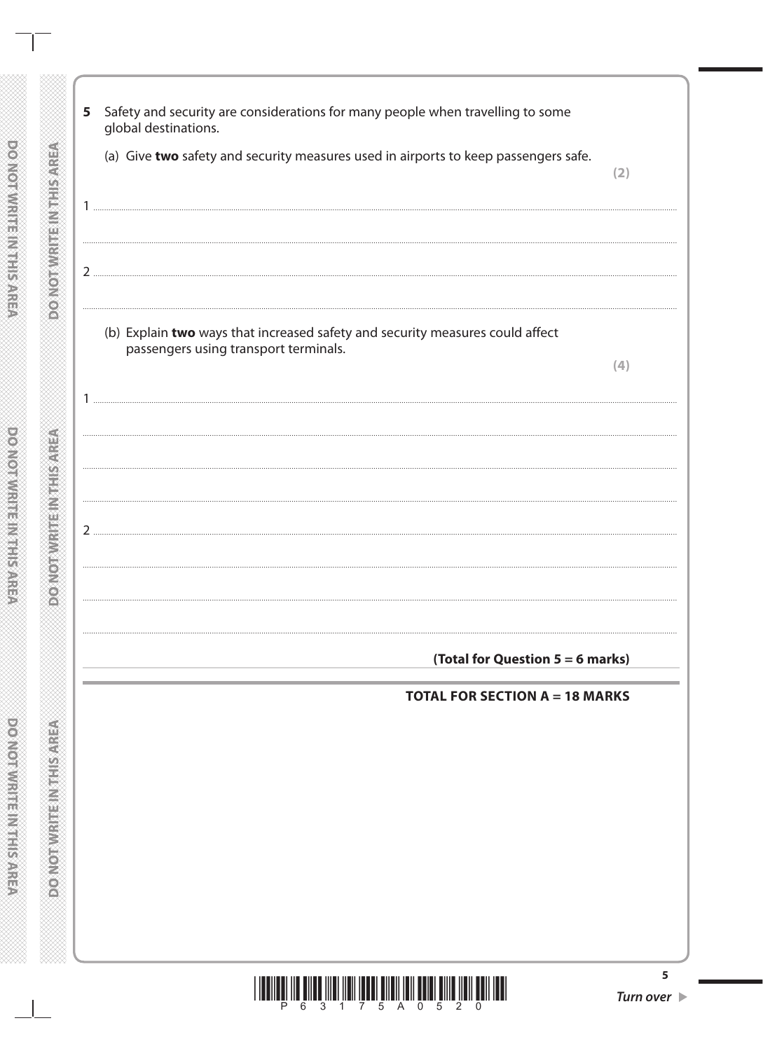**5** Safety and security are considerations for many people when travelling to some global destinations.

(a) Give **two** safety and security measures used in airports to keep passengers safe.

**(2)**

1 ...............................................................................................................................................

...............................................................................................................................................

2 ...............................................................................................................................................

...............................................................................................................................................

(b) Explain **two** ways that increased safety and security measures could affect passengers using transport terminals.

**(4)**

1 ...............................................................................................................................................

...............................................................................................................................................

...............................................................................................................................................

...............................................................................................................................................

2 ...............................................................................................................................................

...............................................................................................................................................

...............................................................................................................................................

...............................................................................................................................................

**(Total for Question 5 = 6 marks)**

**TOTAL FOR SECTION A = 18 MARKS**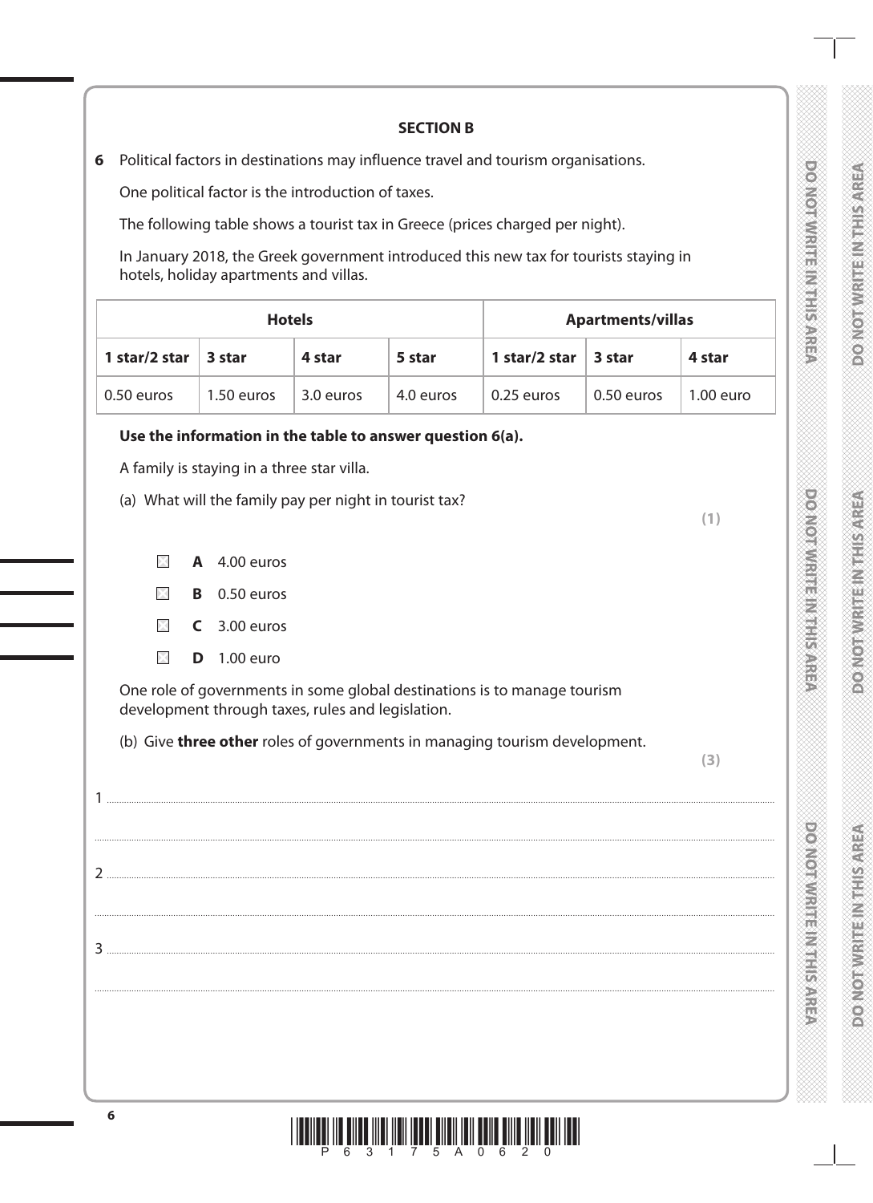## SECTION B

**6** Political factors in destinations may influence travel and tourism organisations.

One political factor is the introduction of taxes.

The following table shows a tourist tax in Greece (prices charged per night).

In January 2018, the Greek government introduced this new tax for tourists staying in hotels, holiday apartments and villas.

| **Hotels** | | | | **Apartments/villas** | | |
|---|---|---|---|---|---|---|
| **1 star/2 star** | **3 star** | **4 star** | **5 star** | **1 star/2 star** | **3 star** | **4 star** |
| 0.50 euros | 1.50 euros | 3.0 euros | 4.0 euros | 0.25 euros | 0.50 euros | 1.00 euro |

**Use the information in the table to answer question 6(a).**

A family is staying in a three star villa.

(a) What will the family pay per night in tourist tax?

**(1)**

- ☒ **A** 4.00 euros
- ☒ **B** 0.50 euros
- ☒ **C** 3.00 euros
- ☒ **D** 1.00 euro

One role of governments in some global destinations is to manage tourism development through taxes, rules and legislation.

(b) Give **three other** roles of governments in managing tourism development.

**(3)**

1 ..................................................................................................................................................

..................................................................................................................................................

2 ..................................................................................................................................................

..................................................................................................................................................

3 ..................................................................................................................................................

..................................................................................................................................................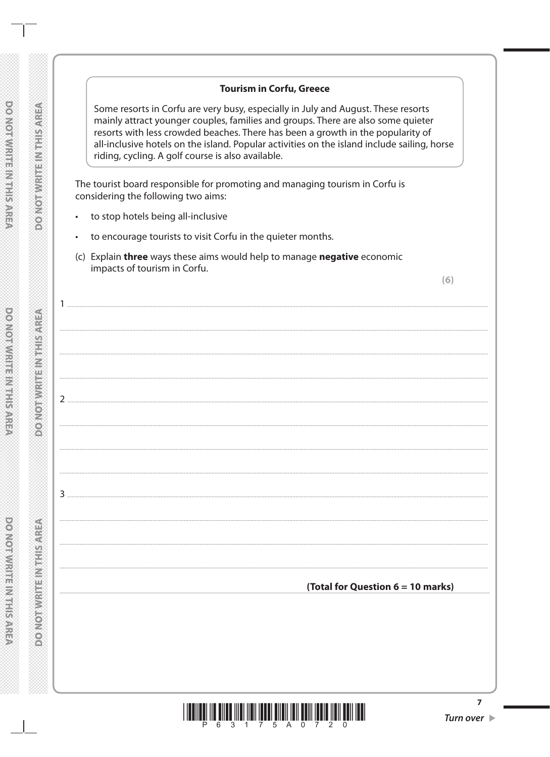**Tourism in Corfu, Greece**

Some resorts in Corfu are very busy, especially in July and August. These resorts mainly attract younger couples, families and groups. There are also some quieter resorts with less crowded beaches. There has been a growth in the popularity of all-inclusive hotels on the island. Popular activities on the island include sailing, horse riding, cycling. A golf course is also available.

The tourist board responsible for promoting and managing tourism in Corfu is considering the following two aims:

- to stop hotels being all-inclusive
- to encourage tourists to visit Corfu in the quieter months.

(c) Explain **three** ways these aims would help to manage **negative** economic impacts of tourism in Corfu.

**(6)**

1 ...............................................................................................................................................................

...............................................................................................................................................................

...............................................................................................................................................................

...............................................................................................................................................................

2 ...............................................................................................................................................................

...............................................................................................................................................................

...............................................................................................................................................................

...............................................................................................................................................................

3 ...............................................................................................................................................................

...............................................................................................................................................................

...............................................................................................................................................................

...............................................................................................................................................................

**(Total for Question 6 = 10 marks)**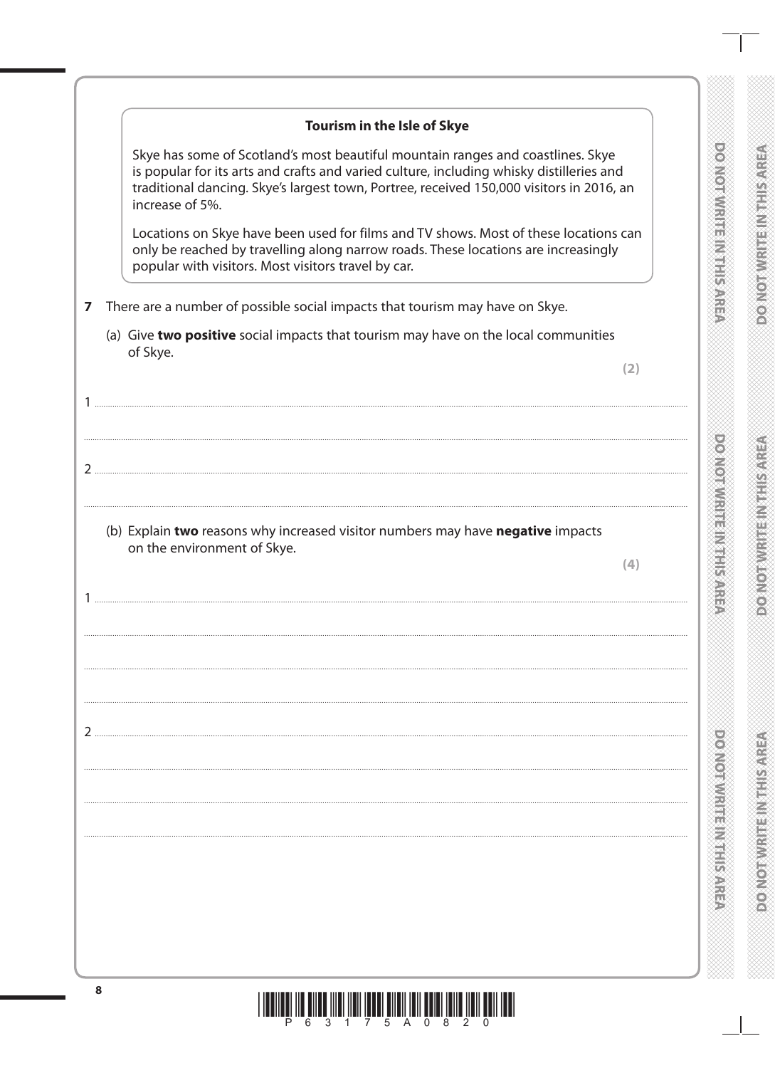**Tourism in the Isle of Skye**

Skye has some of Scotland's most beautiful mountain ranges and coastlines. Skye is popular for its arts and crafts and varied culture, including whisky distilleries and traditional dancing. Skye's largest town, Portree, received 150,000 visitors in 2016, an increase of 5%.

Locations on Skye have been used for films and TV shows. Most of these locations can only be reached by travelling along narrow roads. These locations are increasingly popular with visitors. Most visitors travel by car.

**7** There are a number of possible social impacts that tourism may have on Skye.

(a) Give **two positive** social impacts that tourism may have on the local communities of Skye.

**(2)**

1 ..............................................................................................................................................

..............................................................................................................................................

2 ..............................................................................................................................................

..............................................................................................................................................

(b) Explain **two** reasons why increased visitor numbers may have **negative** impacts on the environment of Skye.

**(4)**

1 ..............................................................................................................................................

..............................................................................................................................................

..............................................................................................................................................

..............................................................................................................................................

2 ..............................................................................................................................................

..............................................................................................................................................

..............................................................................................................................................

..............................................................................................................................................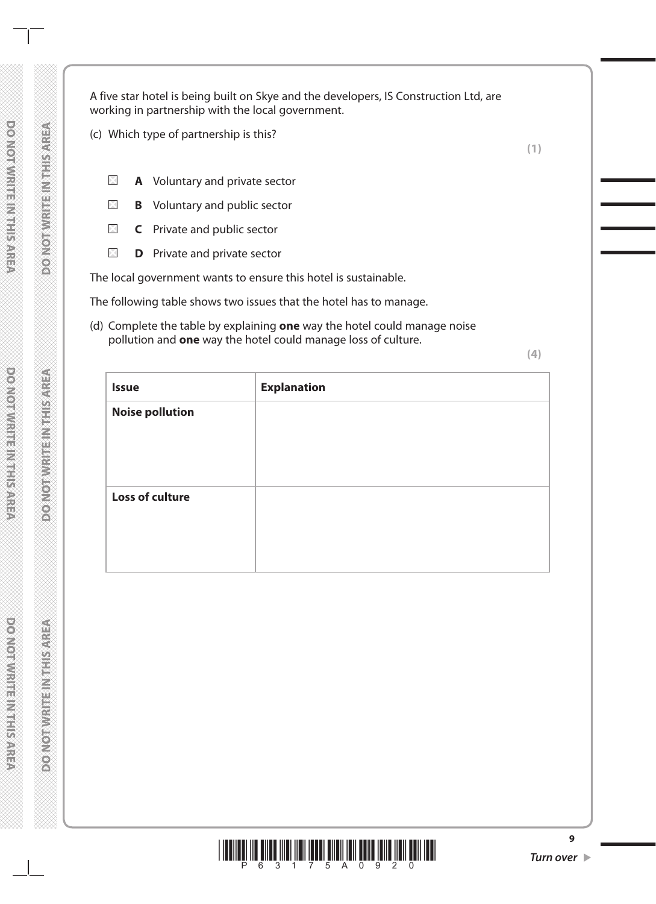A five star hotel is being built on Skye and the developers, IS Construction Ltd, are working in partnership with the local government.

(c) Which type of partnership is this?

**(1)**

- ☒ **A** Voluntary and private sector
- ☒ **B** Voluntary and public sector
- ☒ **C** Private and public sector
- ☒ **D** Private and private sector

The local government wants to ensure this hotel is sustainable.

The following table shows two issues that the hotel has to manage.

(d) Complete the table by explaining **one** way the hotel could manage noise pollution and **one** way the hotel could manage loss of culture.

**(4)**

| **Issue** | **Explanation** |
| --- | --- |
| **Noise pollution** | |
| **Loss of culture** | |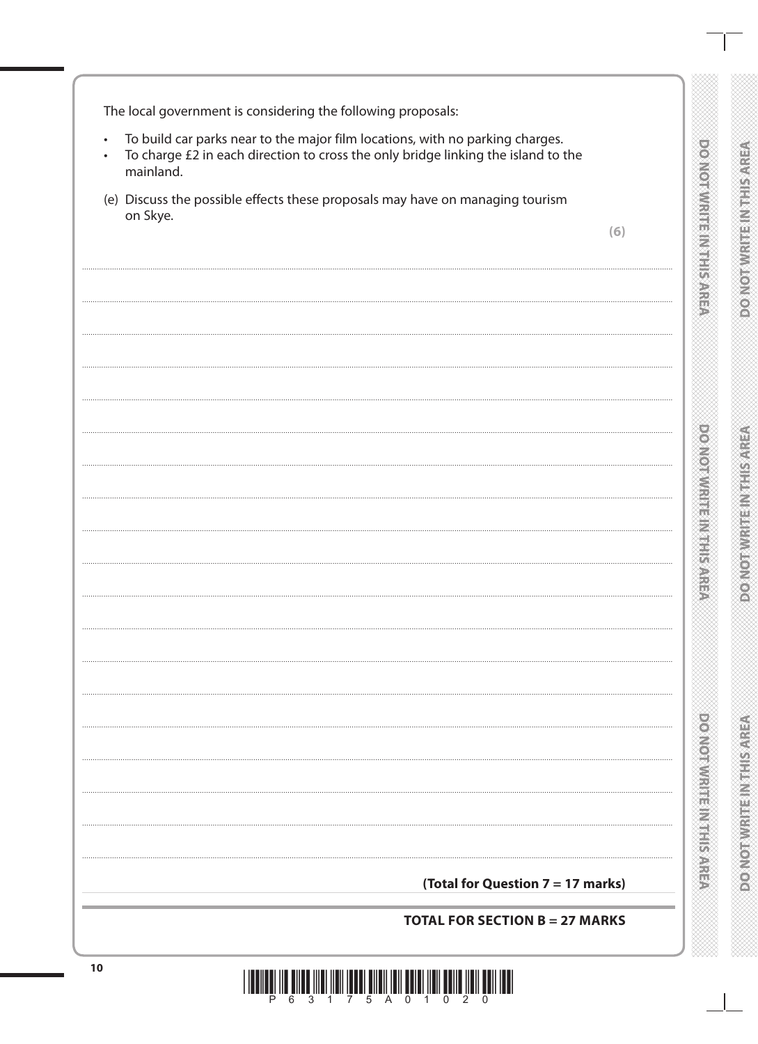The local government is considering the following proposals:

- To build car parks near to the major film locations, with no parking charges.
- To charge £2 in each direction to cross the only bridge linking the island to the mainland.

(e) Discuss the possible effects these proposals may have on managing tourism on Skye.

**(6)**

**(Total for Question 7 = 17 marks)**

**TOTAL FOR SECTION B = 27 MARKS**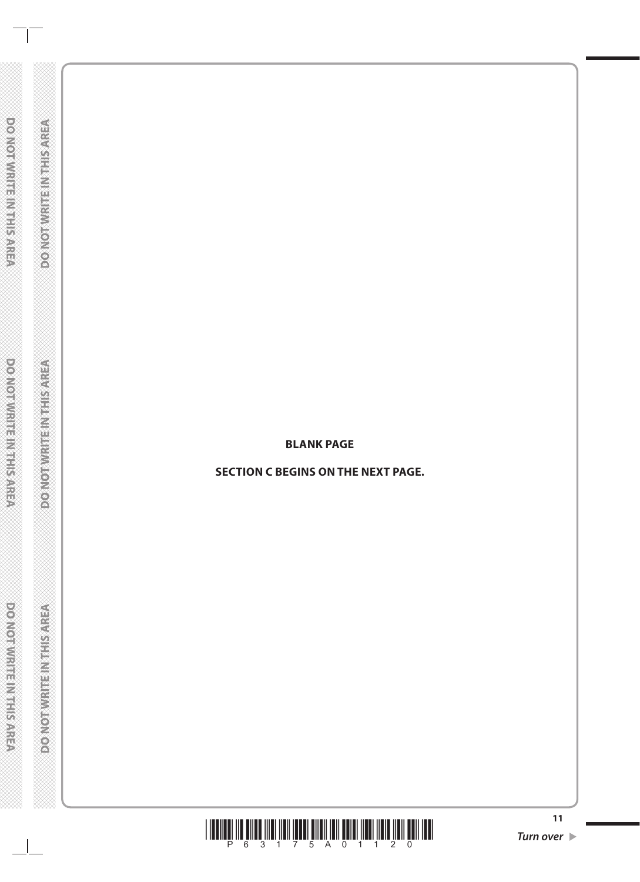**BLANK PAGE**

**SECTION C BEGINS ON THE NEXT PAGE.**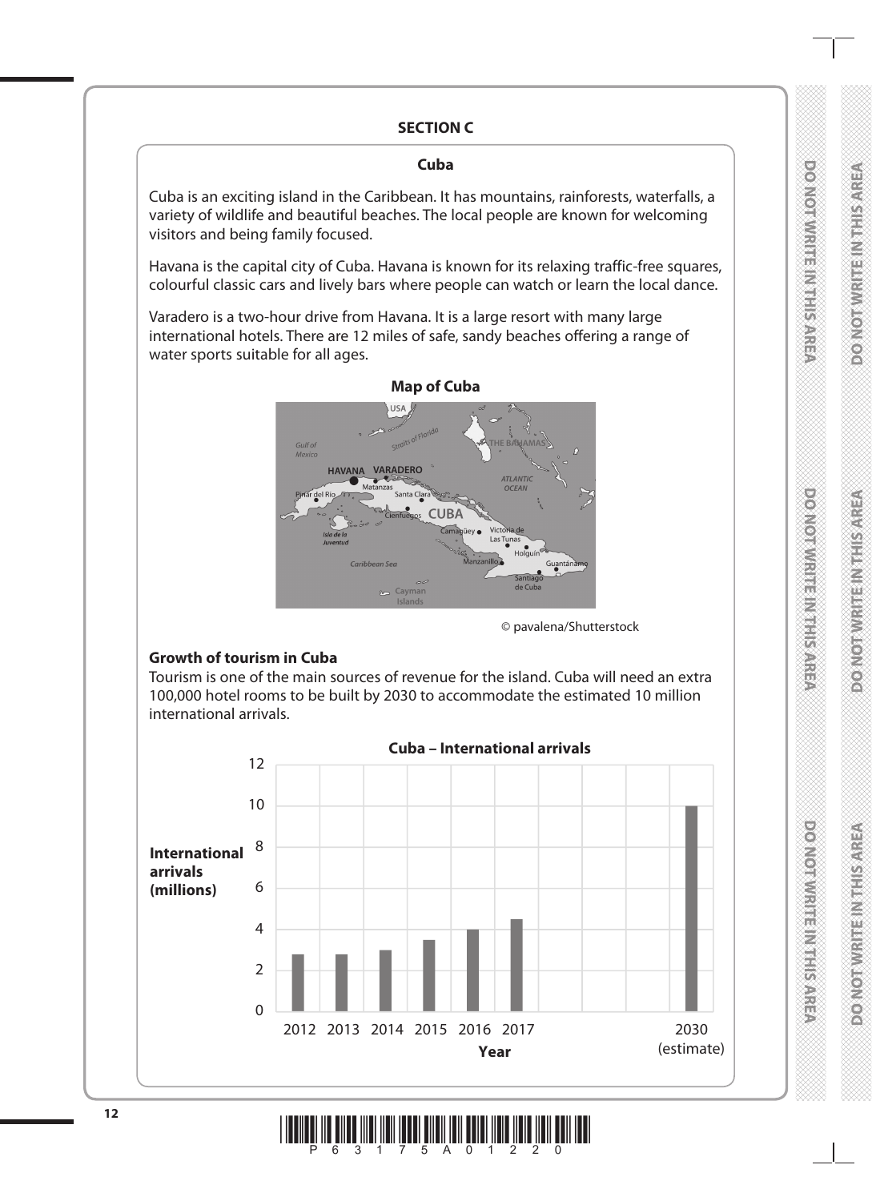## SECTION C

### Cuba

Cuba is an exciting island in the Caribbean. It has mountains, rainforests, waterfalls, a variety of wildlife and beautiful beaches. The local people are known for welcoming visitors and being family focused.

Havana is the capital city of Cuba. Havana is known for its relaxing traffic-free squares, colourful classic cars and lively bars where people can watch or learn the local dance.

Varadero is a two-hour drive from Havana. It is a large resort with many large international hotels. There are 12 miles of safe, sandy beaches offering a range of water sports suitable for all ages.

**Map of Cuba**

© pavalena/Shutterstock

**Growth of tourism in Cuba**

Tourism is one of the main sources of revenue for the island. Cuba will need an extra 100,000 hotel rooms to be built by 2030 to accommodate the estimated 10 million international arrivals.

**Cuba – International arrivals**

| Year | International arrivals (millions) |
|---|---|
| 2012 | 2.8 |
| 2013 | 2.8 |
| 2014 | 3 |
| 2015 | 3.5 |
| 2016 | 4 |
| 2017 | 4.5 |
| 2030 (estimate) | 10 |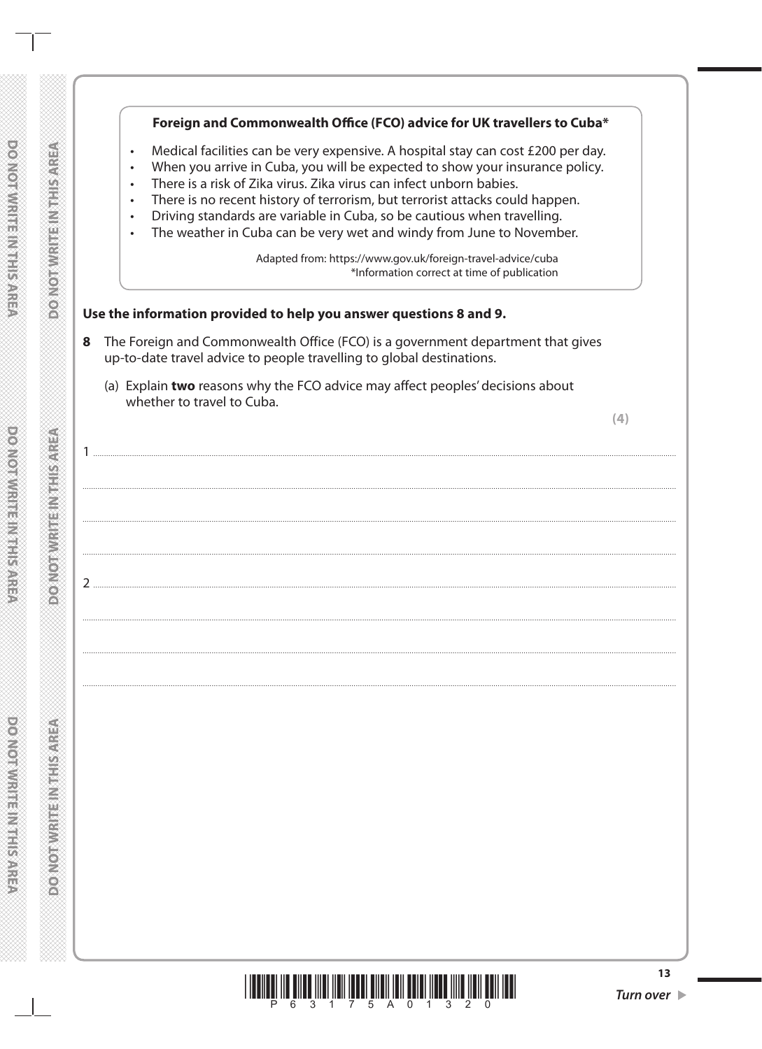**Foreign and Commonwealth Office (FCO) advice for UK travellers to Cuba***

- Medical facilities can be very expensive. A hospital stay can cost £200 per day.
- When you arrive in Cuba, you will be expected to show your insurance policy.
- There is a risk of Zika virus. Zika virus can infect unborn babies.
- There is no recent history of terrorism, but terrorist attacks could happen.
- Driving standards are variable in Cuba, so be cautious when travelling.
- The weather in Cuba can be very wet and windy from June to November.

Adapted from: https://www.gov.uk/foreign-travel-advice/cuba
*Information correct at time of publication

**Use the information provided to help you answer questions 8 and 9.**

**8** The Foreign and Commonwealth Office (FCO) is a government department that gives up-to-date travel advice to people travelling to global destinations.

(a) Explain **two** reasons why the FCO advice may affect peoples' decisions about whether to travel to Cuba.

**(4)**

1 ...........................................................................................................................

...........................................................................................................................

...........................................................................................................................

...........................................................................................................................

2 ...........................................................................................................................

...........................................................................................................................

...........................................................................................................................

...........................................................................................................................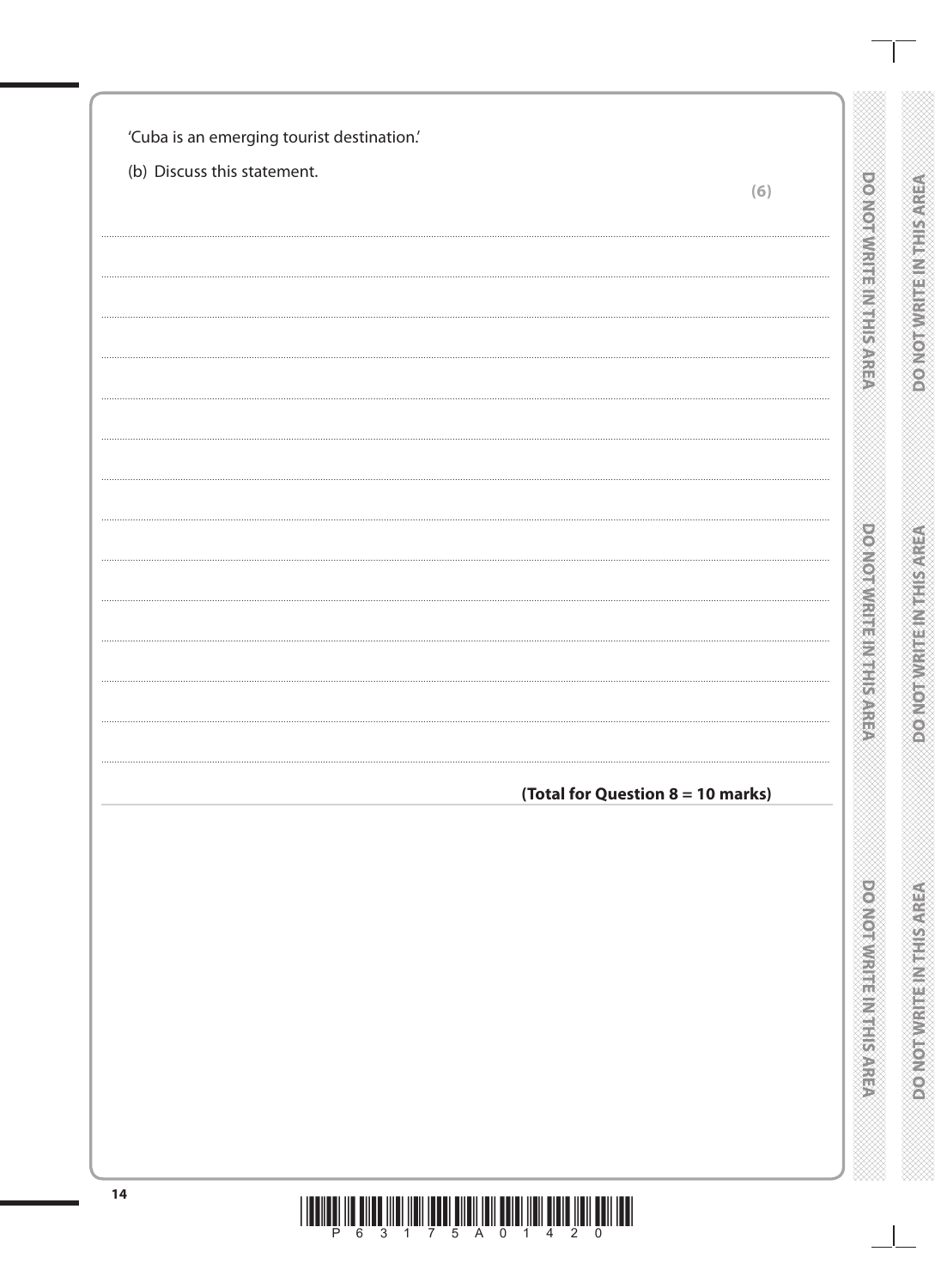'Cuba is an emerging tourist destination.'

(b) Discuss this statement.

**(6)**

**(Total for Question 8 = 10 marks)**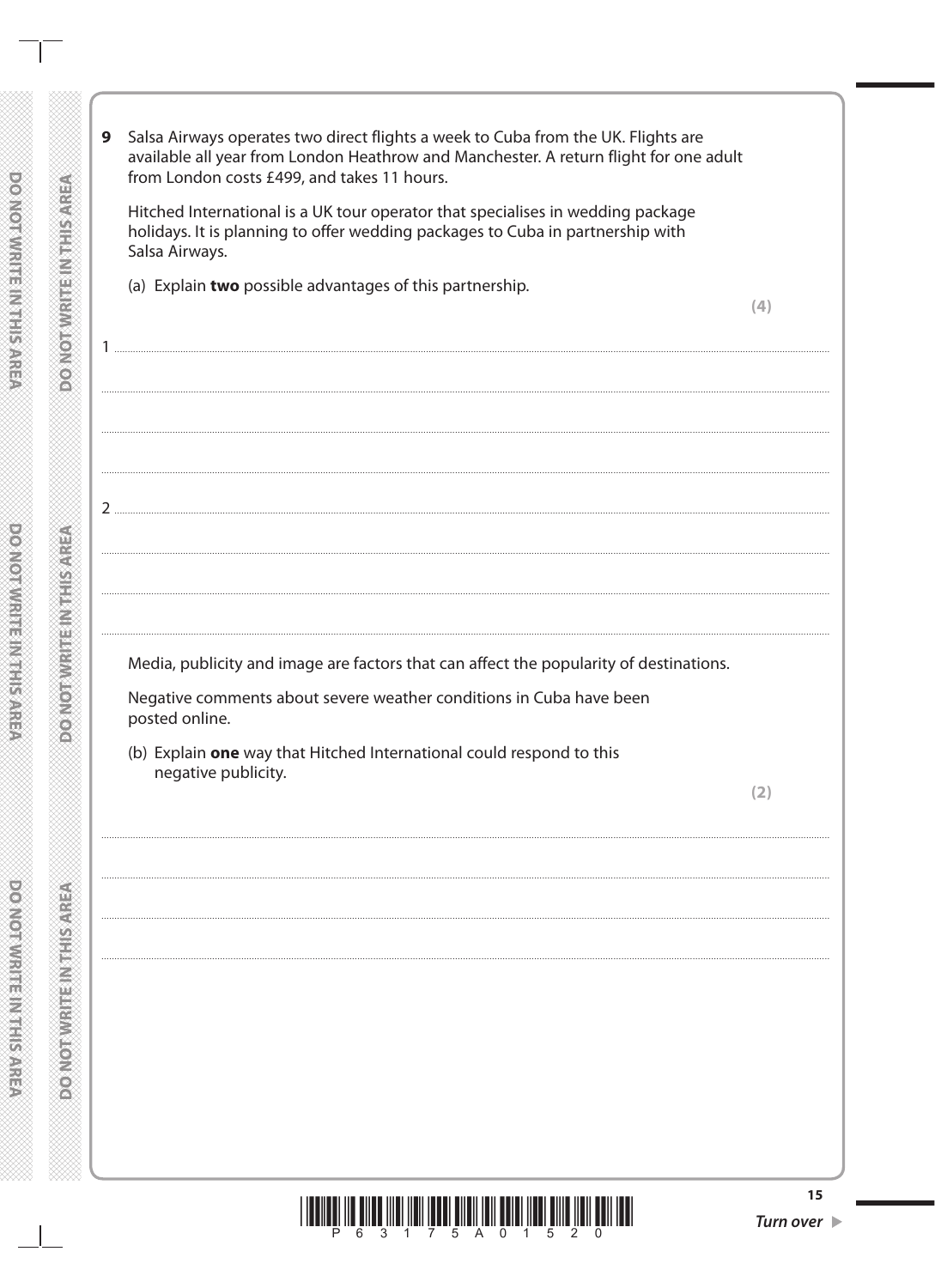**9** Salsa Airways operates two direct flights a week to Cuba from the UK. Flights are available all year from London Heathrow and Manchester. A return flight for one adult from London costs £499, and takes 11 hours.

Hitched International is a UK tour operator that specialises in wedding package holidays. It is planning to offer wedding packages to Cuba in partnership with Salsa Airways.

(a) Explain **two** possible advantages of this partnership.

**(4)**

1 ..............................................................................................................................................

..............................................................................................................................................

..............................................................................................................................................

..............................................................................................................................................

2 ..............................................................................................................................................

..............................................................................................................................................

..............................................................................................................................................

..............................................................................................................................................

Media, publicity and image are factors that can affect the popularity of destinations.

Negative comments about severe weather conditions in Cuba have been posted online.

(b) Explain **one** way that Hitched International could respond to this negative publicity.

**(2)**

..............................................................................................................................................

..............................................................................................................................................

..............................................................................................................................................

..............................................................................................................................................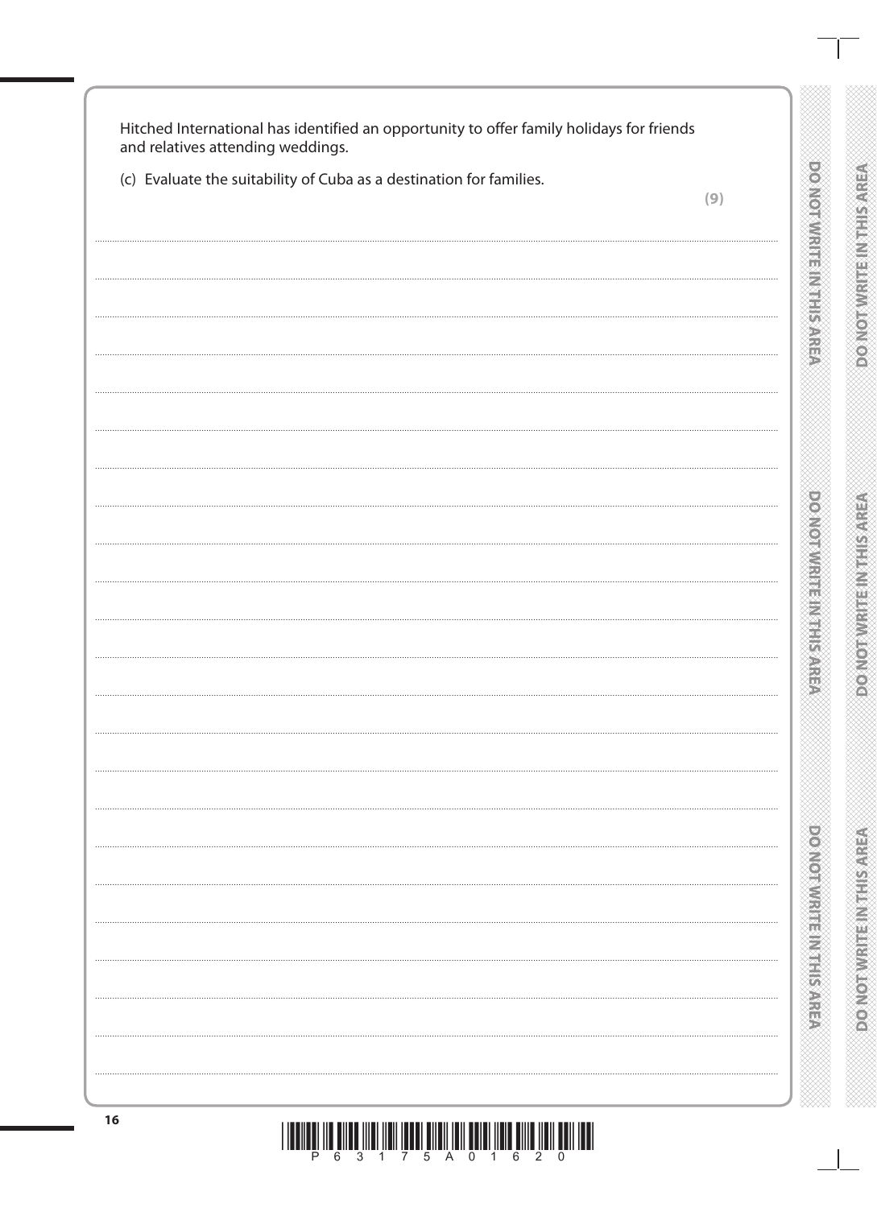Hitched International has identified an opportunity to offer family holidays for friends and relatives attending weddings.

(c) Evaluate the suitability of Cuba as a destination for families.

**(9)**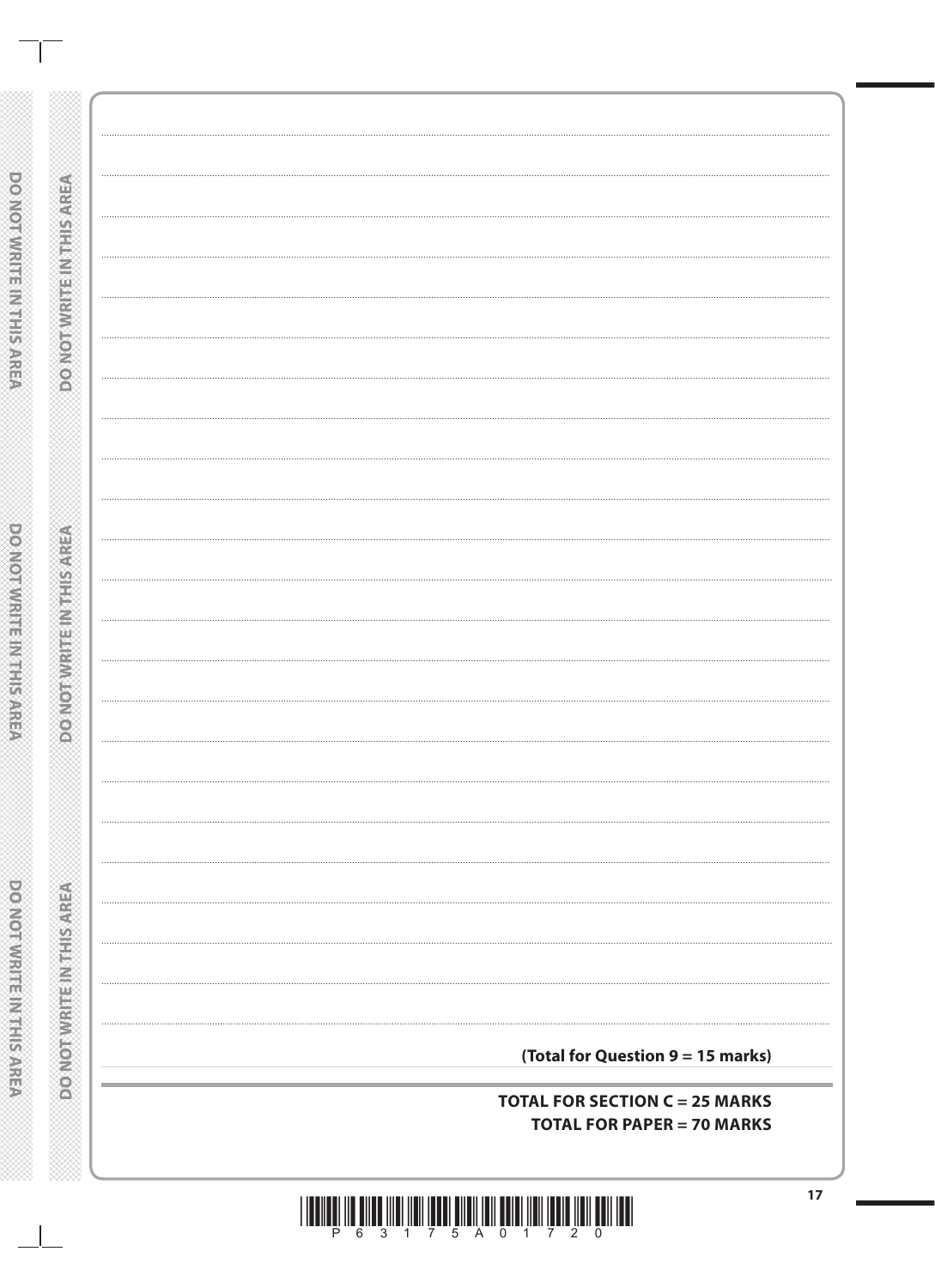**(Total for Question 9 = 15 marks)**

**TOTAL FOR SECTION C = 25 MARKS**

**TOTAL FOR PAPER = 70 MARKS**